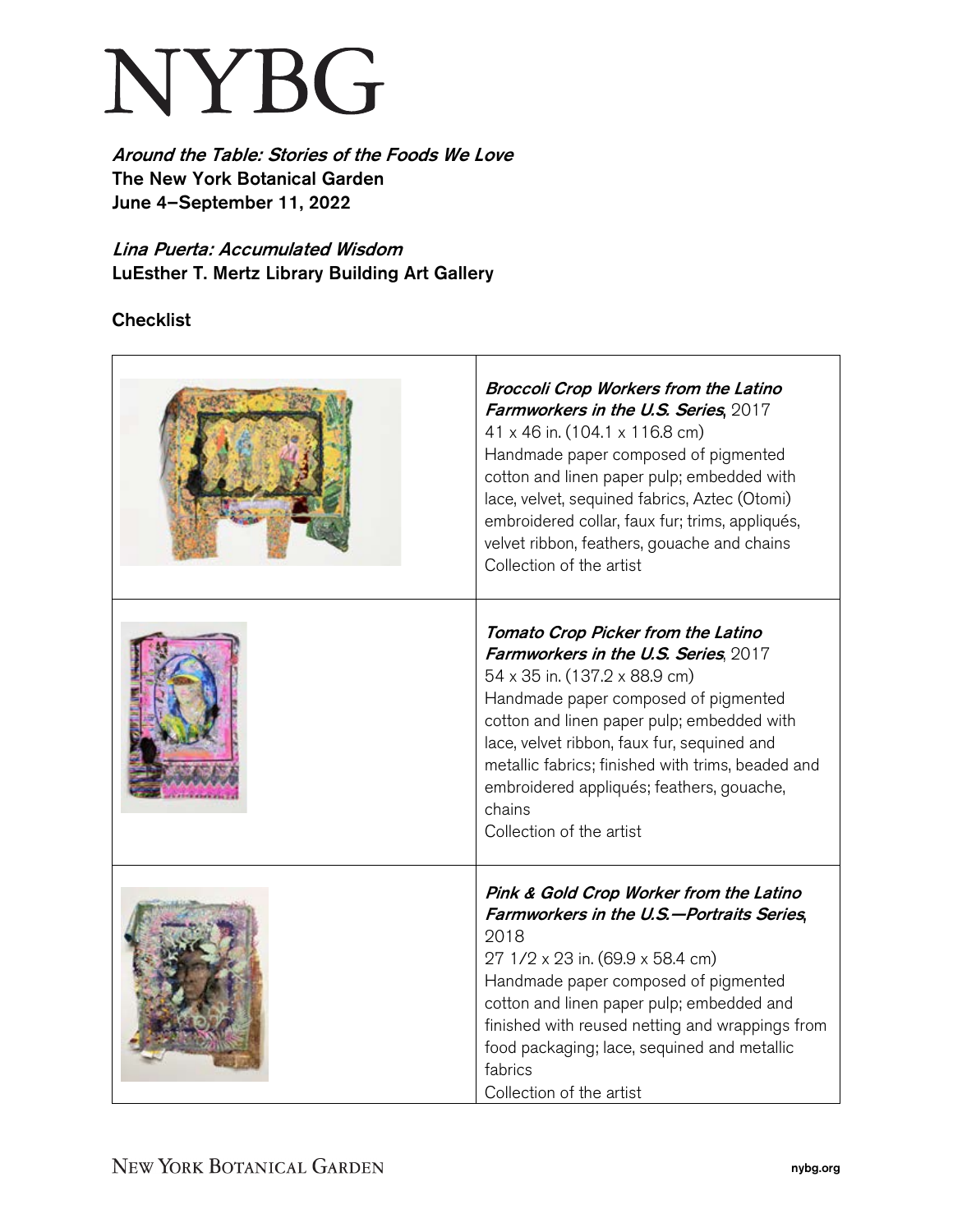# NYBG

***Around the Table: Stories of the Foods We Love***
**The New York Botanical Garden**
**June 4–September 11, 2022**

***Lina Puerta: Accumulated Wisdom***
**LuEsther T. Mertz Library Building Art Gallery**

**Checklist**

| | |
|---|---|
| | ***Broccoli Crop Workers from the Latino Farmworkers in the U.S. Series***, 2017<br>41 x 46 in. (104.1 x 116.8 cm)<br>Handmade paper composed of pigmented cotton and linen paper pulp; embedded with lace, velvet, sequined fabrics, Aztec (Otomi) embroidered collar, faux fur; trims, appliqués, velvet ribbon, feathers, gouache and chains<br>Collection of the artist |
| | ***Tomato Crop Picker from the Latino Farmworkers in the U.S. Series***, 2017<br>54 x 35 in. (137.2 x 88.9 cm)<br>Handmade paper composed of pigmented cotton and linen paper pulp; embedded with lace, velvet ribbon, faux fur, sequined and metallic fabrics; finished with trims, beaded and embroidered appliqués; feathers, gouache, chains<br>Collection of the artist |
| | ***Pink & Gold Crop Worker from the Latino Farmworkers in the U.S.—Portraits Series***, 2018<br>27 1/2 x 23 in. (69.9 x 58.4 cm)<br>Handmade paper composed of pigmented cotton and linen paper pulp; embedded and finished with reused netting and wrappings from food packaging; lace, sequined and metallic fabrics<br>Collection of the artist |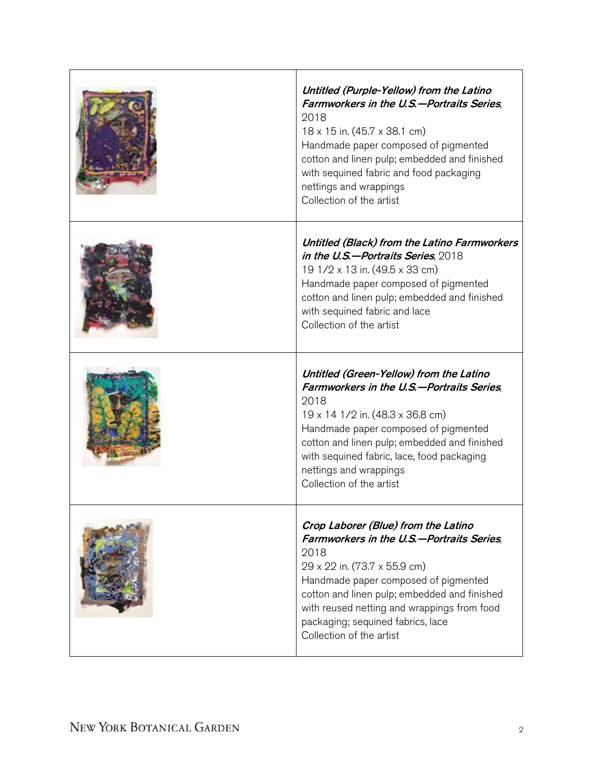| | |
|---|---|
| | ***Untitled (Purple-Yellow) from the Latino Farmworkers in the U.S.—Portraits Series***, 2018<br>18 x 15 in. (45.7 x 38.1 cm)<br>Handmade paper composed of pigmented cotton and linen pulp; embedded and finished with sequined fabric and food packaging nettings and wrappings<br>Collection of the artist |
| | ***Untitled (Black) from the Latino Farmworkers in the U.S.—Portraits Series***, 2018<br>19 1/2 x 13 in. (49.5 x 33 cm)<br>Handmade paper composed of pigmented cotton and linen pulp; embedded and finished with sequined fabric and lace<br>Collection of the artist |
| | ***Untitled (Green-Yellow) from the Latino Farmworkers in the U.S.—Portraits Series***, 2018<br>19 x 14 1/2 in. (48.3 x 36.8 cm)<br>Handmade paper composed of pigmented cotton and linen pulp; embedded and finished with sequined fabric, lace, food packaging nettings and wrappings<br>Collection of the artist |
| | ***Crop Laborer (Blue) from the Latino Farmworkers in the U.S.—Portraits Series***, 2018<br>29 x 22 in. (73.7 x 55.9 cm)<br>Handmade paper composed of pigmented cotton and linen pulp; embedded and finished with reused netting and wrappings from food packaging; sequined fabrics, lace<br>Collection of the artist |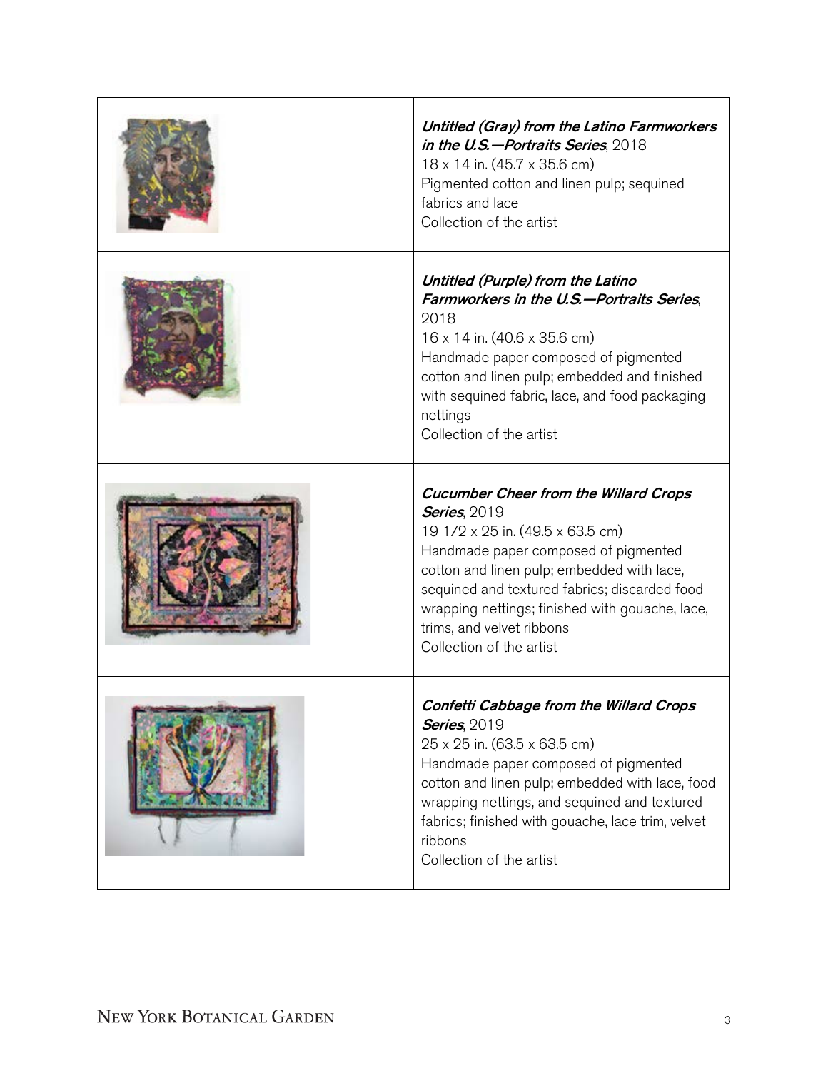| | |
|---|---|
| | ***Untitled (Gray) from the Latino Farmworkers in the U.S.—Portraits Series***, 2018<br>18 x 14 in. (45.7 x 35.6 cm)<br>Pigmented cotton and linen pulp; sequined fabrics and lace<br>Collection of the artist |
| | ***Untitled (Purple) from the Latino Farmworkers in the U.S.—Portraits Series***, 2018<br>16 x 14 in. (40.6 x 35.6 cm)<br>Handmade paper composed of pigmented cotton and linen pulp; embedded and finished with sequined fabric, lace, and food packaging nettings<br>Collection of the artist |
| | ***Cucumber Cheer from the Willard Crops Series***, 2019<br>19 1/2 x 25 in. (49.5 x 63.5 cm)<br>Handmade paper composed of pigmented cotton and linen pulp; embedded with lace, sequined and textured fabrics; discarded food wrapping nettings; finished with gouache, lace, trims, and velvet ribbons<br>Collection of the artist |
| | ***Confetti Cabbage from the Willard Crops Series***, 2019<br>25 x 25 in. (63.5 x 63.5 cm)<br>Handmade paper composed of pigmented cotton and linen pulp; embedded with lace, food wrapping nettings, and sequined and textured fabrics; finished with gouache, lace trim, velvet ribbons<br>Collection of the artist |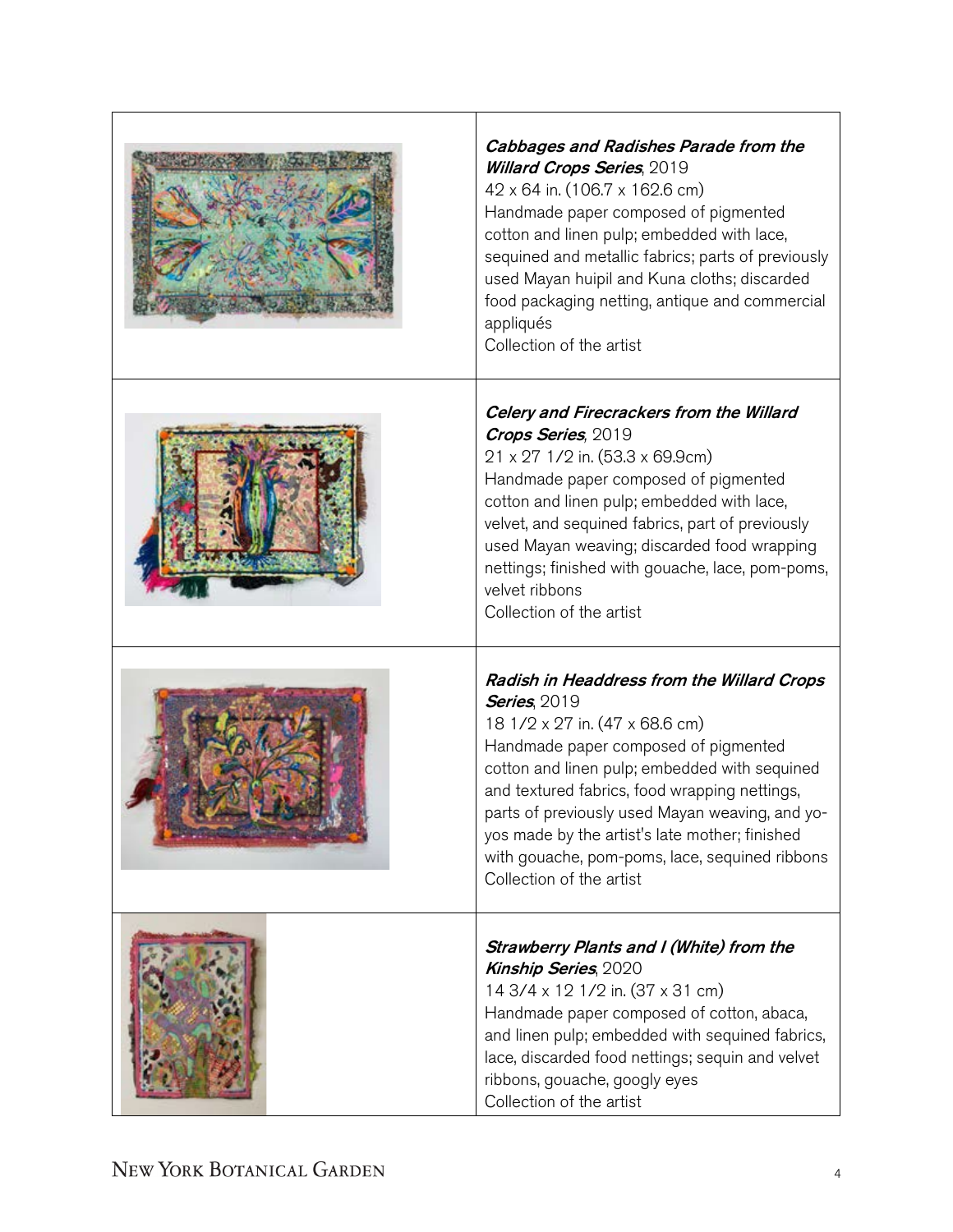***Cabbages and Radishes Parade from the Willard Crops Series***, 2019
42 x 64 in. (106.7 x 162.6 cm)
Handmade paper composed of pigmented cotton and linen pulp; embedded with lace, sequined and metallic fabrics; parts of previously used Mayan huipil and Kuna cloths; discarded food packaging netting, antique and commercial appliqués
Collection of the artist

***Celery and Firecrackers from the Willard Crops Series***, 2019
21 x 27 1/2 in. (53.3 x 69.9cm)
Handmade paper composed of pigmented cotton and linen pulp; embedded with lace, velvet, and sequined fabrics, part of previously used Mayan weaving; discarded food wrapping nettings; finished with gouache, lace, pom-poms, velvet ribbons
Collection of the artist

***Radish in Headdress from the Willard Crops Series***, 2019
18 1/2 x 27 in. (47 x 68.6 cm)
Handmade paper composed of pigmented cotton and linen pulp; embedded with sequined and textured fabrics, food wrapping nettings, parts of previously used Mayan weaving, and yo-yos made by the artist's late mother; finished with gouache, pom-poms, lace, sequined ribbons
Collection of the artist

***Strawberry Plants and I (White) from the Kinship Series***, 2020
14 3/4 x 12 1/2 in. (37 x 31 cm)
Handmade paper composed of cotton, abaca, and linen pulp; embedded with sequined fabrics, lace, discarded food nettings; sequin and velvet ribbons, gouache, googly eyes
Collection of the artist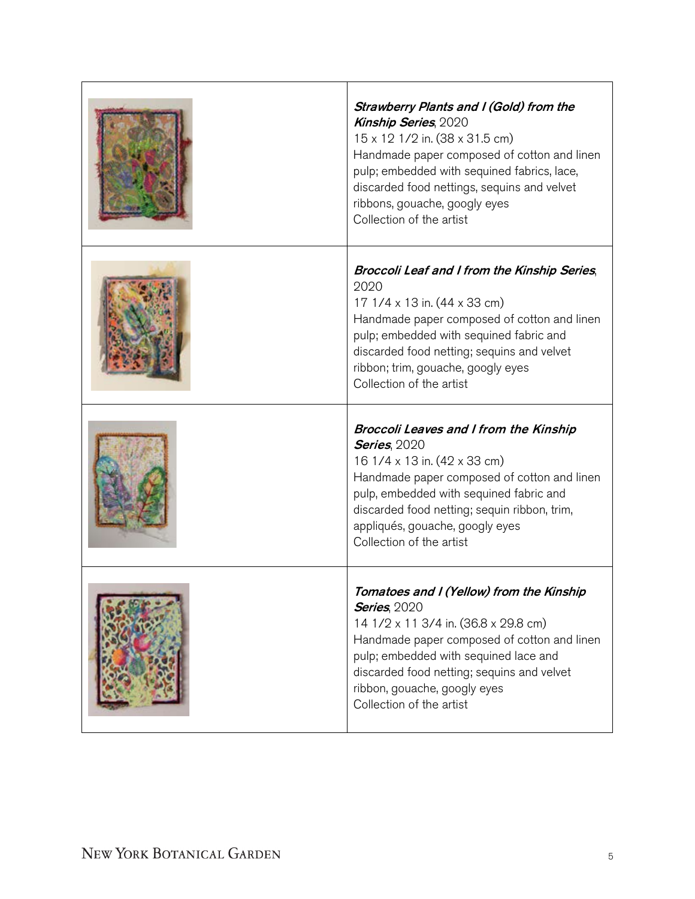| | |
|---|---|
| | ***Strawberry Plants and I (Gold) from the Kinship Series***, 2020<br>15 x 12 1/2 in. (38 x 31.5 cm)<br>Handmade paper composed of cotton and linen pulp; embedded with sequined fabrics, lace, discarded food nettings, sequins and velvet ribbons, gouache, googly eyes<br>Collection of the artist |
| | ***Broccoli Leaf and I from the Kinship Series***, 2020<br>17 1/4 x 13 in. (44 x 33 cm)<br>Handmade paper composed of cotton and linen pulp; embedded with sequined fabric and discarded food netting; sequins and velvet ribbon; trim, gouache, googly eyes<br>Collection of the artist |
| | ***Broccoli Leaves and I from the Kinship Series***, 2020<br>16 1/4 x 13 in. (42 x 33 cm)<br>Handmade paper composed of cotton and linen pulp, embedded with sequined fabric and discarded food netting; sequin ribbon, trim, appliqués, gouache, googly eyes<br>Collection of the artist |
| | ***Tomatoes and I (Yellow) from the Kinship Series***, 2020<br>14 1/2 x 11 3/4 in. (36.8 x 29.8 cm)<br>Handmade paper composed of cotton and linen pulp; embedded with sequined lace and discarded food netting; sequins and velvet ribbon, gouache, googly eyes<br>Collection of the artist |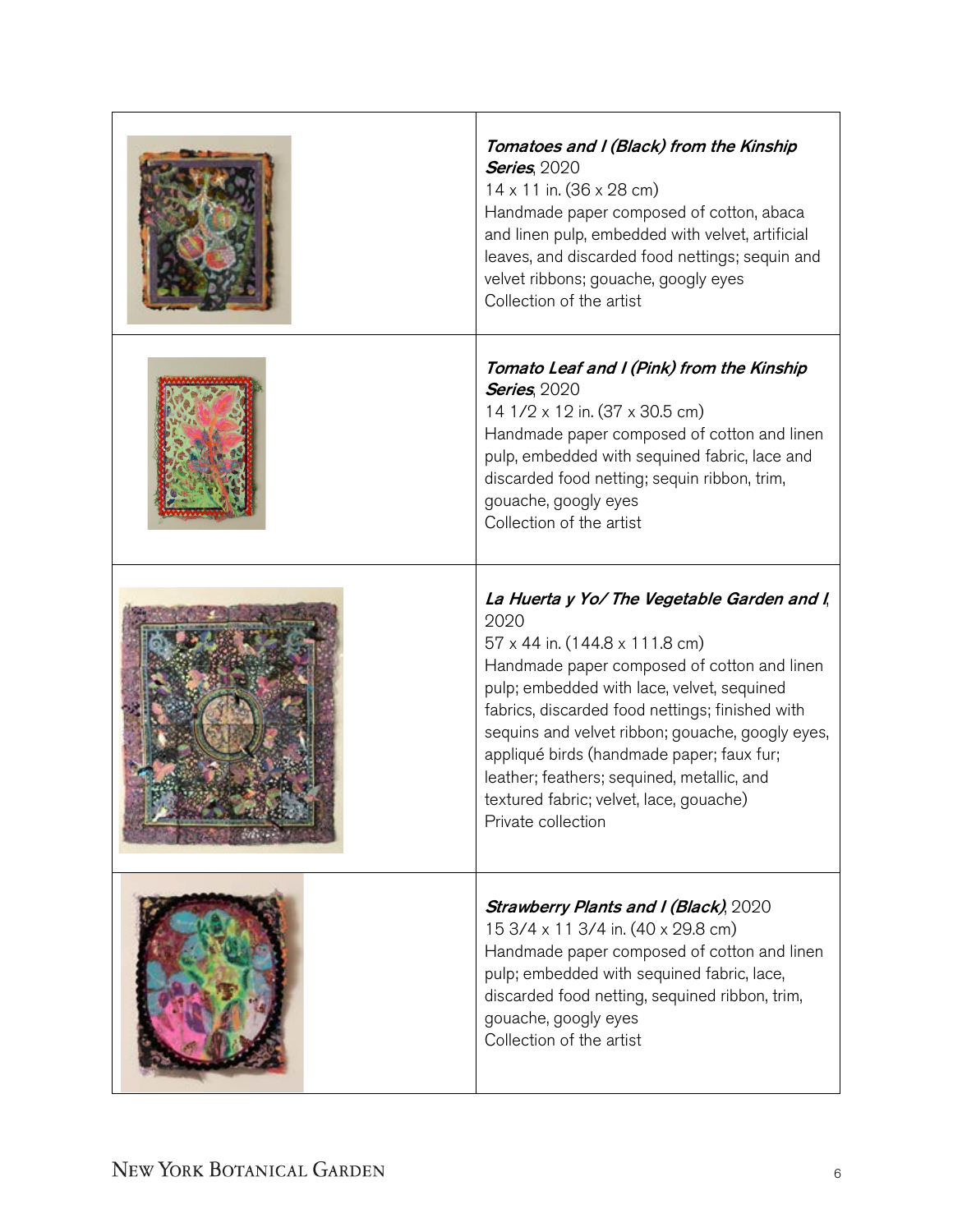| | |
|---|---|
| | ***Tomatoes and I (Black) from the Kinship Series***, 2020<br>14 x 11 in. (36 x 28 cm)<br>Handmade paper composed of cotton, abaca and linen pulp, embedded with velvet, artificial leaves, and discarded food nettings; sequin and velvet ribbons; gouache, googly eyes<br>Collection of the artist |
| | ***Tomato Leaf and I (Pink) from the Kinship Series***, 2020<br>14 1/2 x 12 in. (37 x 30.5 cm)<br>Handmade paper composed of cotton and linen pulp, embedded with sequined fabric, lace and discarded food netting; sequin ribbon, trim, gouache, googly eyes<br>Collection of the artist |
| | ***La Huerta y Yo/ The Vegetable Garden and I***, 2020<br>57 x 44 in. (144.8 x 111.8 cm)<br>Handmade paper composed of cotton and linen pulp; embedded with lace, velvet, sequined fabrics, discarded food nettings; finished with sequins and velvet ribbon; gouache, googly eyes, appliqué birds (handmade paper; faux fur; leather; feathers; sequined, metallic, and textured fabric; velvet, lace, gouache)<br>Private collection |
| | ***Strawberry Plants and I (Black)***, 2020<br>15 3/4 x 11 3/4 in. (40 x 29.8 cm)<br>Handmade paper composed of cotton and linen pulp; embedded with sequined fabric, lace, discarded food netting, sequined ribbon, trim, gouache, googly eyes<br>Collection of the artist |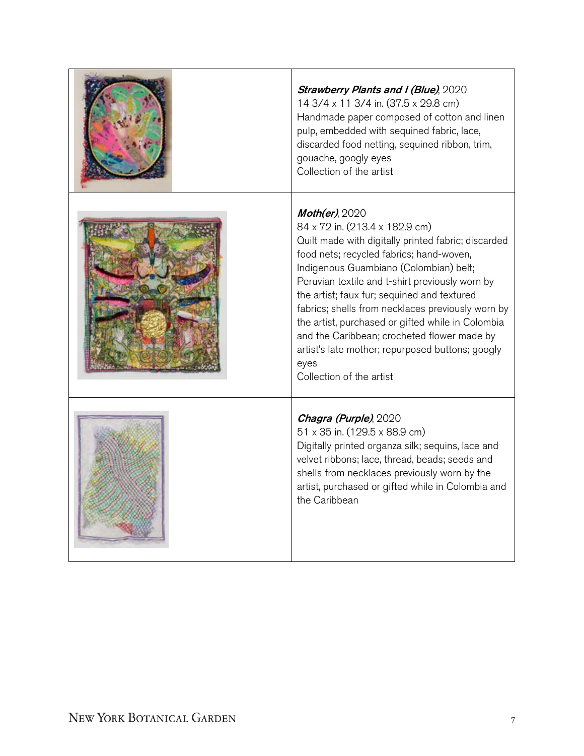| | |
|---|---|
| | ***Strawberry Plants and I (Blue)***, 2020<br>14 3/4 x 11 3/4 in. (37.5 x 29.8 cm)<br>Handmade paper composed of cotton and linen pulp, embedded with sequined fabric, lace, discarded food netting, sequined ribbon, trim, gouache, googly eyes<br>Collection of the artist |
| | ***Moth(er)***, 2020<br>84 x 72 in. (213.4 x 182.9 cm)<br>Quilt made with digitally printed fabric; discarded food nets; recycled fabrics; hand-woven, Indigenous Guambiano (Colombian) belt; Peruvian textile and t-shirt previously worn by the artist; faux fur; sequined and textured fabrics; shells from necklaces previously worn by the artist, purchased or gifted while in Colombia and the Caribbean; crocheted flower made by artist's late mother; repurposed buttons; googly eyes<br>Collection of the artist |
| | ***Chagra (Purple)***, 2020<br>51 x 35 in. (129.5 x 88.9 cm)<br>Digitally printed organza silk; sequins, lace and velvet ribbons; lace, thread, beads; seeds and shells from necklaces previously worn by the artist, purchased or gifted while in Colombia and the Caribbean |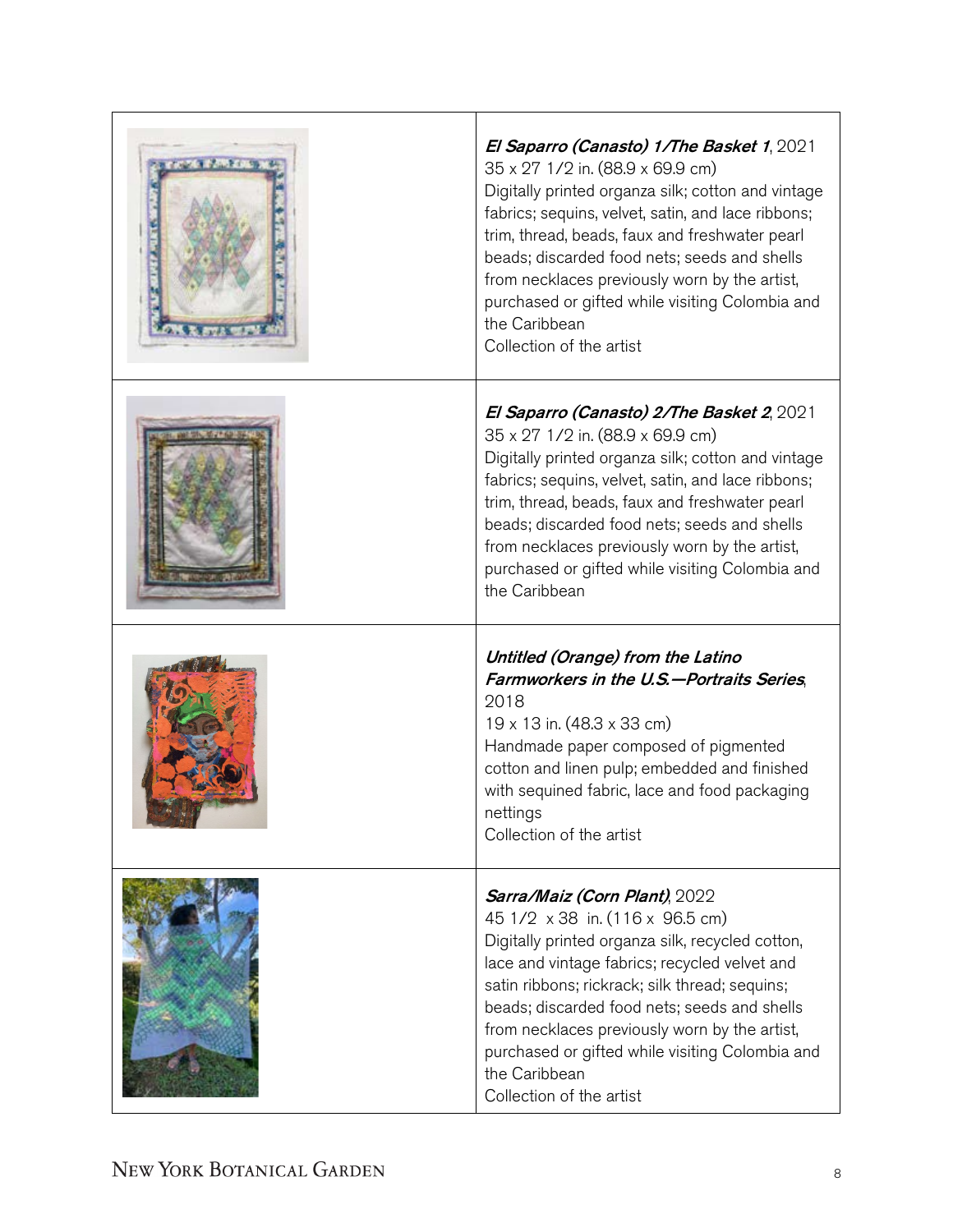| | |
|---|---|
| | ***El Saparro (Canasto) 1/The Basket 1***, 2021<br>35 x 27 1/2 in. (88.9 x 69.9 cm)<br>Digitally printed organza silk; cotton and vintage fabrics; sequins, velvet, satin, and lace ribbons; trim, thread, beads, faux and freshwater pearl beads; discarded food nets; seeds and shells from necklaces previously worn by the artist, purchased or gifted while visiting Colombia and the Caribbean<br>Collection of the artist |
| | ***El Saparro (Canasto) 2/The Basket 2***, 2021<br>35 x 27 1/2 in. (88.9 x 69.9 cm)<br>Digitally printed organza silk; cotton and vintage fabrics; sequins, velvet, satin, and lace ribbons; trim, thread, beads, faux and freshwater pearl beads; discarded food nets; seeds and shells from necklaces previously worn by the artist, purchased or gifted while visiting Colombia and the Caribbean |
| | ***Untitled (Orange) from the Latino Farmworkers in the U.S.—Portraits Series***, 2018<br>19 x 13 in. (48.3 x 33 cm)<br>Handmade paper composed of pigmented cotton and linen pulp; embedded and finished with sequined fabric, lace and food packaging nettings<br>Collection of the artist |
| | ***Sarra/Maiz (Corn Plant)***, 2022<br>45 1/2 x 38 in. (116 x 96.5 cm)<br>Digitally printed organza silk, recycled cotton, lace and vintage fabrics; recycled velvet and satin ribbons; rickrack; silk thread; sequins; beads; discarded food nets; seeds and shells from necklaces previously worn by the artist, purchased or gifted while visiting Colombia and the Caribbean<br>Collection of the artist |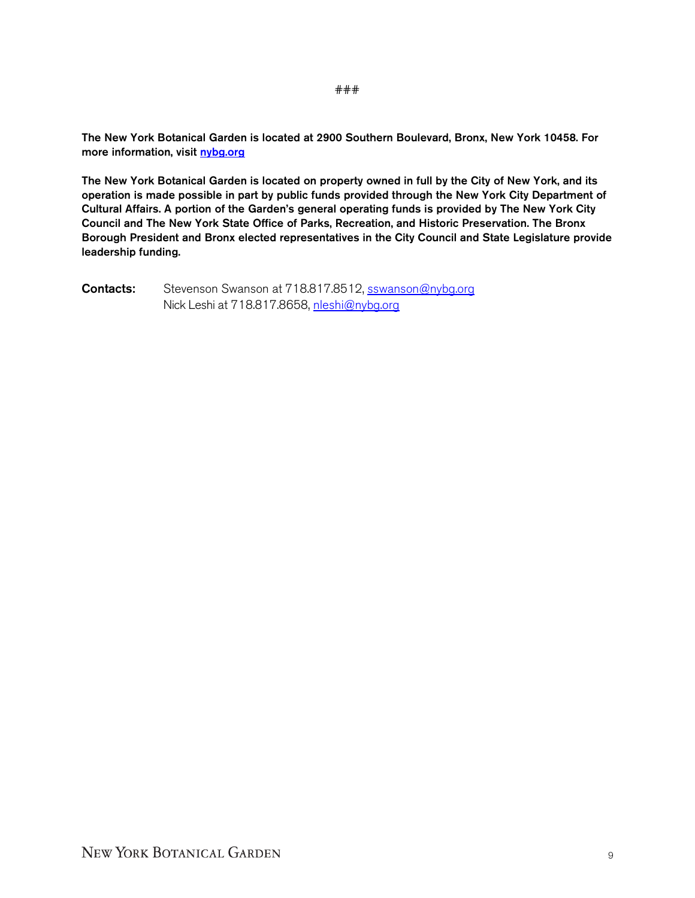###

**The New York Botanical Garden is located at 2900 Southern Boulevard, Bronx, New York 10458. For more information, visit nybg.org**

**The New York Botanical Garden is located on property owned in full by the City of New York, and its operation is made possible in part by public funds provided through the New York City Department of Cultural Affairs. A portion of the Garden's general operating funds is provided by The New York City Council and The New York State Office of Parks, Recreation, and Historic Preservation. The Bronx Borough President and Bronx elected representatives in the City Council and State Legislature provide leadership funding.**

**Contacts:** Stevenson Swanson at 718.817.8512, sswanson@nybg.org
Nick Leshi at 718.817.8658, nleshi@nybg.org